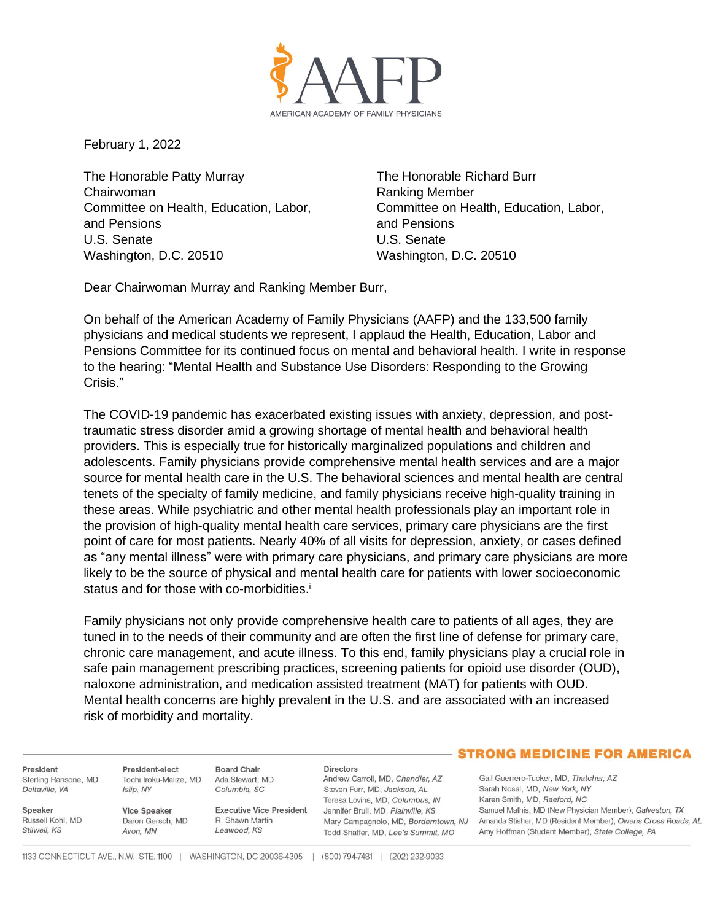February 1, 2022

The Honorable Patty Murray
Chairwoman
Committee on Health, Education, Labor, and Pensions
U.S. Senate
Washington, D.C. 20510

The Honorable Richard Burr
Ranking Member
Committee on Health, Education, Labor, and Pensions
U.S. Senate
Washington, D.C. 20510

Dear Chairwoman Murray and Ranking Member Burr,

On behalf of the American Academy of Family Physicians (AAFP) and the 133,500 family physicians and medical students we represent, I applaud the Health, Education, Labor and Pensions Committee for its continued focus on mental and behavioral health. I write in response to the hearing: "Mental Health and Substance Use Disorders: Responding to the Growing Crisis."

The COVID-19 pandemic has exacerbated existing issues with anxiety, depression, and post-traumatic stress disorder amid a growing shortage of mental health and behavioral health providers. This is especially true for historically marginalized populations and children and adolescents. Family physicians provide comprehensive mental health services and are a major source for mental health care in the U.S. The behavioral sciences and mental health are central tenets of the specialty of family medicine, and family physicians receive high-quality training in these areas. While psychiatric and other mental health professionals play an important role in the provision of high-quality mental health care services, primary care physicians are the first point of care for most patients. Nearly 40% of all visits for depression, anxiety, or cases defined as "any mental illness" were with primary care physicians, and primary care physicians are more likely to be the source of physical and mental health care for patients with lower socioeconomic status and for those with co-morbidities.[i]

Family physicians not only provide comprehensive health care to patients of all ages, they are tuned in to the needs of their community and are often the first line of defense for primary care, chronic care management, and acute illness. To this end, family physicians play a crucial role in safe pain management prescribing practices, screening patients for opioid use disorder (OUD), naloxone administration, and medication assisted treatment (MAT) for patients with OUD. Mental health concerns are highly prevalent in the U.S. and are associated with an increased risk of morbidity and mortality.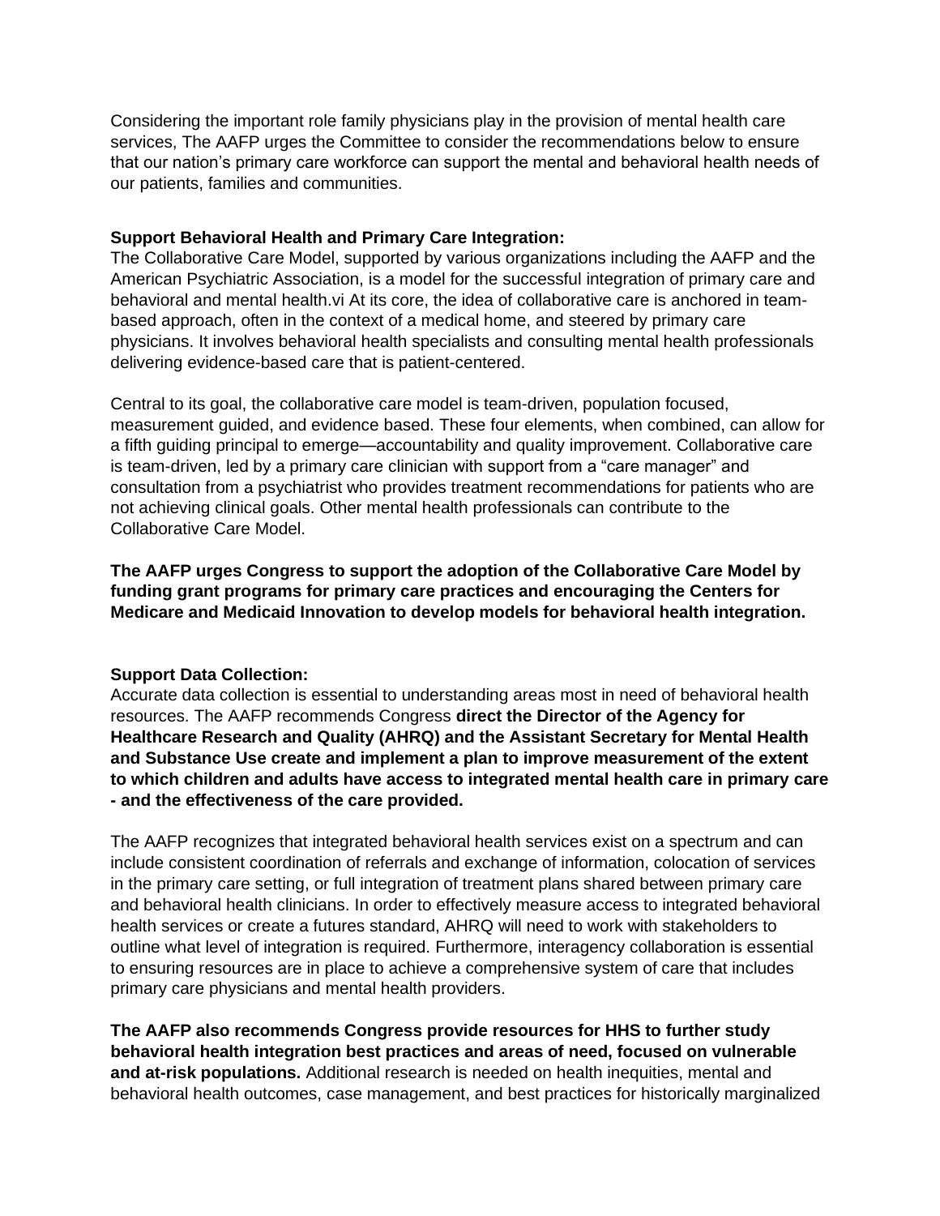Considering the important role family physicians play in the provision of mental health care services, The AAFP urges the Committee to consider the recommendations below to ensure that our nation's primary care workforce can support the mental and behavioral health needs of our patients, families and communities.

**Support Behavioral Health and Primary Care Integration:**

The Collaborative Care Model, supported by various organizations including the AAFP and the American Psychiatric Association, is a model for the successful integration of primary care and behavioral and mental health.[vi] At its core, the idea of collaborative care is anchored in team-based approach, often in the context of a medical home, and steered by primary care physicians. It involves behavioral health specialists and consulting mental health professionals delivering evidence-based care that is patient-centered.

Central to its goal, the collaborative care model is team-driven, population focused, measurement guided, and evidence based. These four elements, when combined, can allow for a fifth guiding principal to emerge—accountability and quality improvement. Collaborative care is team-driven, led by a primary care clinician with support from a "care manager" and consultation from a psychiatrist who provides treatment recommendations for patients who are not achieving clinical goals. Other mental health professionals can contribute to the Collaborative Care Model.

**The AAFP urges Congress to support the adoption of the Collaborative Care Model by funding grant programs for primary care practices and encouraging the Centers for Medicare and Medicaid Innovation to develop models for behavioral health integration.**

**Support Data Collection:**

Accurate data collection is essential to understanding areas most in need of behavioral health resources. The AAFP recommends Congress **direct the Director of the Agency for Healthcare Research and Quality (AHRQ) and the Assistant Secretary for Mental Health and Substance Use create and implement a plan to improve measurement of the extent to which children and adults have access to integrated mental health care in primary care - and the effectiveness of the care provided.**

The AAFP recognizes that integrated behavioral health services exist on a spectrum and can include consistent coordination of referrals and exchange of information, colocation of services in the primary care setting, or full integration of treatment plans shared between primary care and behavioral health clinicians. In order to effectively measure access to integrated behavioral health services or create a futures standard, AHRQ will need to work with stakeholders to outline what level of integration is required. Furthermore, interagency collaboration is essential to ensuring resources are in place to achieve a comprehensive system of care that includes primary care physicians and mental health providers.

**The AAFP also recommends Congress provide resources for HHS to further study behavioral health integration best practices and areas of need, focused on vulnerable and at-risk populations.** Additional research is needed on health inequities, mental and behavioral health outcomes, case management, and best practices for historically marginalized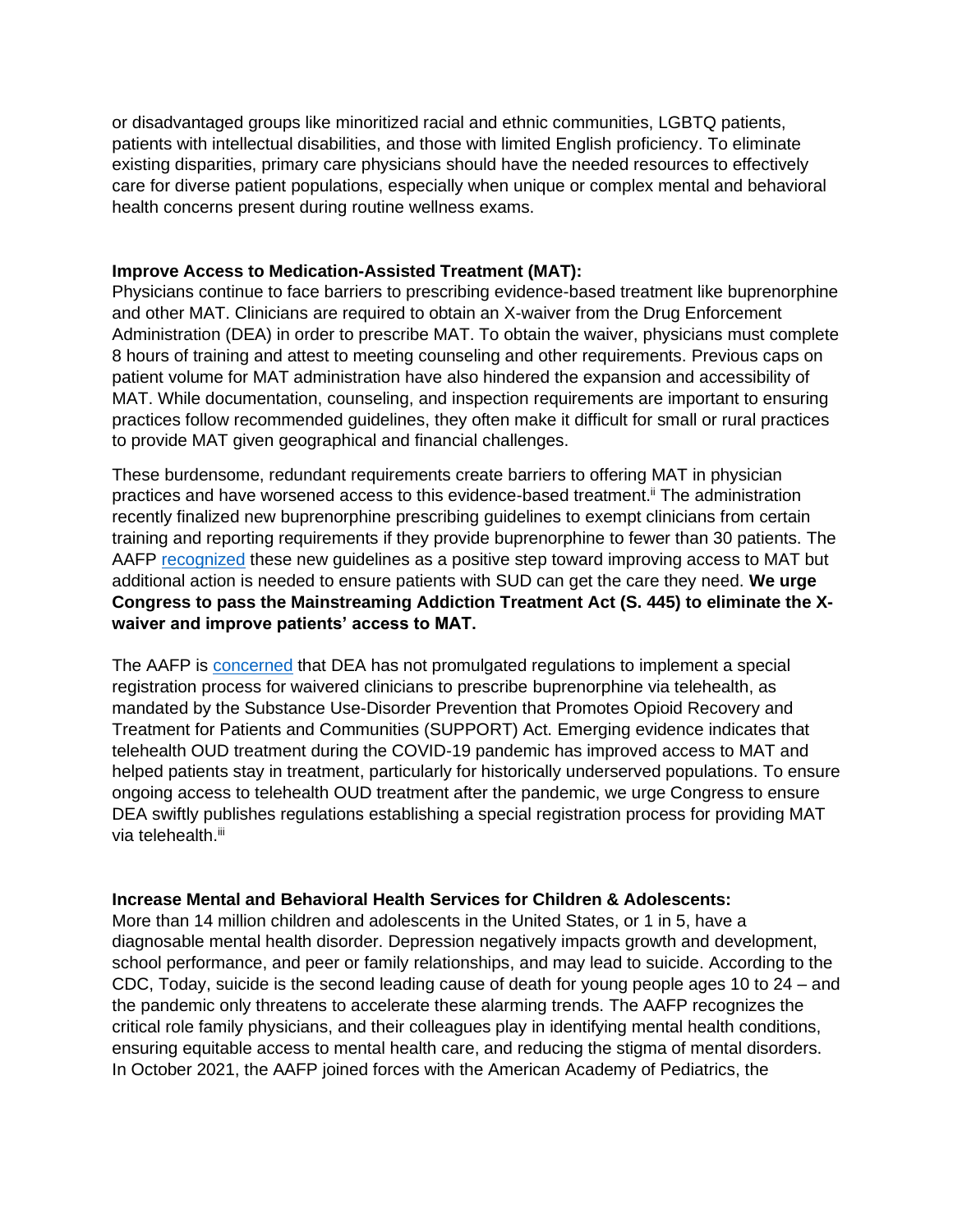or disadvantaged groups like minoritized racial and ethnic communities, LGBTQ patients, patients with intellectual disabilities, and those with limited English proficiency. To eliminate existing disparities, primary care physicians should have the needed resources to effectively care for diverse patient populations, especially when unique or complex mental and behavioral health concerns present during routine wellness exams.

**Improve Access to Medication-Assisted Treatment (MAT):**

Physicians continue to face barriers to prescribing evidence-based treatment like buprenorphine and other MAT. Clinicians are required to obtain an X-waiver from the Drug Enforcement Administration (DEA) in order to prescribe MAT. To obtain the waiver, physicians must complete 8 hours of training and attest to meeting counseling and other requirements. Previous caps on patient volume for MAT administration have also hindered the expansion and accessibility of MAT. While documentation, counseling, and inspection requirements are important to ensuring practices follow recommended guidelines, they often make it difficult for small or rural practices to provide MAT given geographical and financial challenges.

These burdensome, redundant requirements create barriers to offering MAT in physician practices and have worsened access to this evidence-based treatment.[ii] The administration recently finalized new buprenorphine prescribing guidelines to exempt clinicians from certain training and reporting requirements if they provide buprenorphine to fewer than 30 patients. The AAFP recognized these new guidelines as a positive step toward improving access to MAT but additional action is needed to ensure patients with SUD can get the care they need. **We urge Congress to pass the Mainstreaming Addiction Treatment Act (S. 445) to eliminate the X-waiver and improve patients' access to MAT.**

The AAFP is concerned that DEA has not promulgated regulations to implement a special registration process for waivered clinicians to prescribe buprenorphine via telehealth, as mandated by the Substance Use-Disorder Prevention that Promotes Opioid Recovery and Treatment for Patients and Communities (SUPPORT) Act. Emerging evidence indicates that telehealth OUD treatment during the COVID-19 pandemic has improved access to MAT and helped patients stay in treatment, particularly for historically underserved populations. To ensure ongoing access to telehealth OUD treatment after the pandemic, we urge Congress to ensure DEA swiftly publishes regulations establishing a special registration process for providing MAT via telehealth.[iii]

**Increase Mental and Behavioral Health Services for Children & Adolescents:**

More than 14 million children and adolescents in the United States, or 1 in 5, have a diagnosable mental health disorder. Depression negatively impacts growth and development, school performance, and peer or family relationships, and may lead to suicide. According to the CDC, Today, suicide is the second leading cause of death for young people ages 10 to 24 – and the pandemic only threatens to accelerate these alarming trends. The AAFP recognizes the critical role family physicians, and their colleagues play in identifying mental health conditions, ensuring equitable access to mental health care, and reducing the stigma of mental disorders. In October 2021, the AAFP joined forces with the American Academy of Pediatrics, the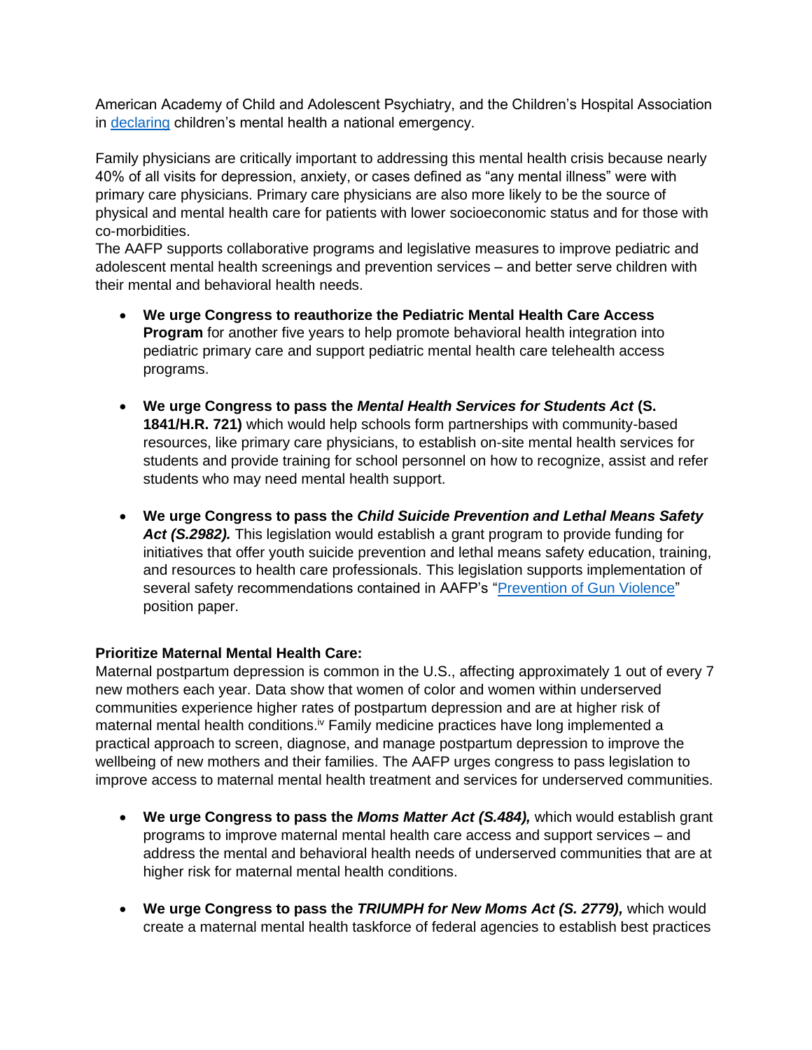American Academy of Child and Adolescent Psychiatry, and the Children's Hospital Association in [declaring](#) children's mental health a national emergency.

Family physicians are critically important to addressing this mental health crisis because nearly 40% of all visits for depression, anxiety, or cases defined as "any mental illness" were with primary care physicians. Primary care physicians are also more likely to be the source of physical and mental health care for patients with lower socioeconomic status and for those with co-morbidities.
The AAFP supports collaborative programs and legislative measures to improve pediatric and adolescent mental health screenings and prevention services – and better serve children with their mental and behavioral health needs.

- **We urge Congress to reauthorize the Pediatric Mental Health Care Access Program** for another five years to help promote behavioral health integration into pediatric primary care and support pediatric mental health care telehealth access programs.

- **We urge Congress to pass the *Mental Health Services for Students Act* (S. 1841/H.R. 721)** which would help schools form partnerships with community-based resources, like primary care physicians, to establish on-site mental health services for students and provide training for school personnel on how to recognize, assist and refer students who may need mental health support.

- **We urge Congress to pass the *Child Suicide Prevention and Lethal Means Safety Act (S.2982).*** This legislation would establish a grant program to provide funding for initiatives that offer youth suicide prevention and lethal means safety education, training, and resources to health care professionals. This legislation supports implementation of several safety recommendations contained in AAFP's "[Prevention of Gun Violence](#)" position paper.

**Prioritize Maternal Mental Health Care:**
Maternal postpartum depression is common in the U.S., affecting approximately 1 out of every 7 new mothers each year. Data show that women of color and women within underserved communities experience higher rates of postpartum depression and are at higher risk of maternal mental health conditions.[iv] Family medicine practices have long implemented a practical approach to screen, diagnose, and manage postpartum depression to improve the wellbeing of new mothers and their families. The AAFP urges congress to pass legislation to improve access to maternal mental health treatment and services for underserved communities.

- **We urge Congress to pass the *Moms Matter Act (S.484),*** which would establish grant programs to improve maternal mental health care access and support services – and address the mental and behavioral health needs of underserved communities that are at higher risk for maternal mental health conditions.

- **We urge Congress to pass the *TRIUMPH for New Moms Act (S. 2779),*** which would create a maternal mental health taskforce of federal agencies to establish best practices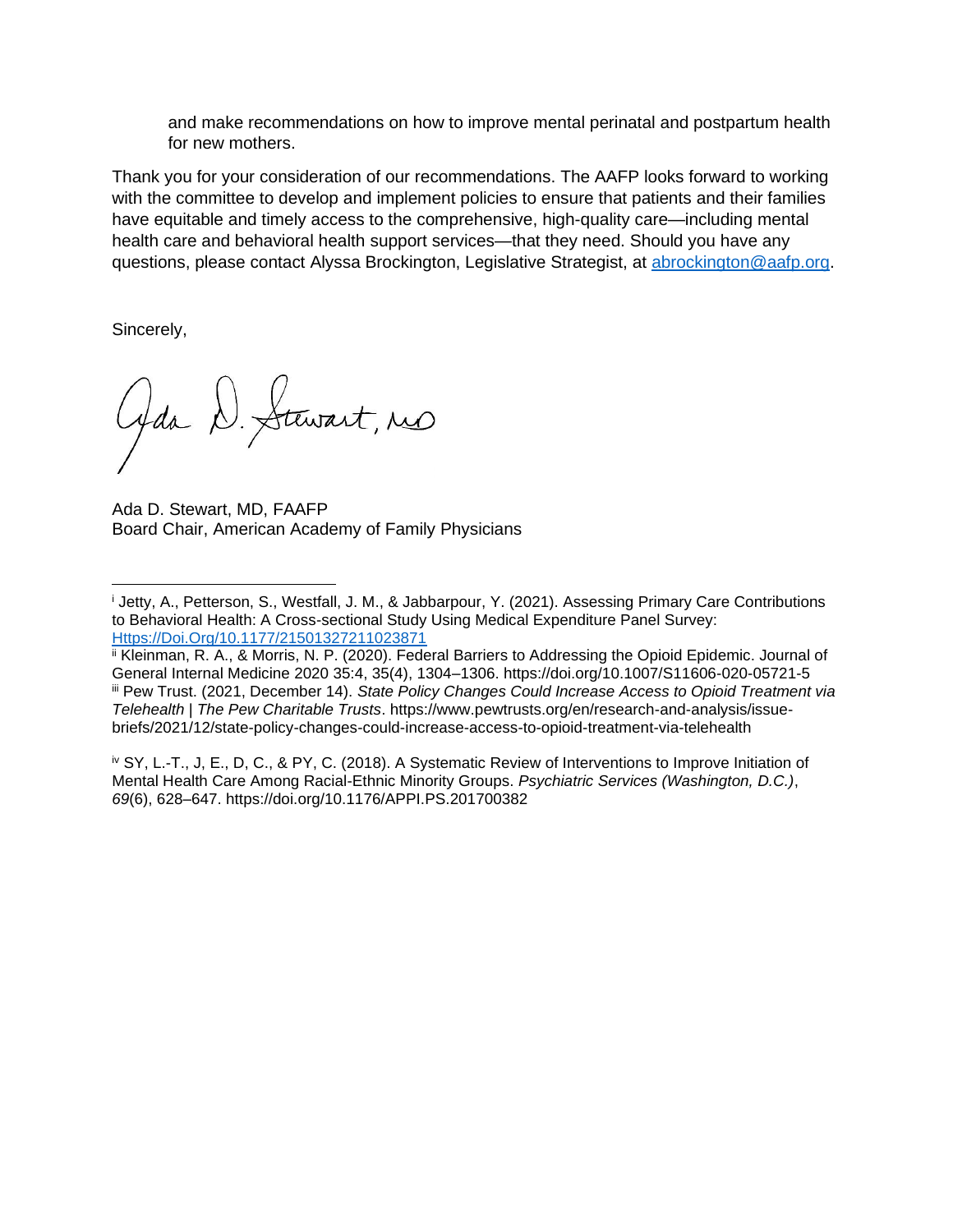and make recommendations on how to improve mental perinatal and postpartum health for new mothers.

Thank you for your consideration of our recommendations. The AAFP looks forward to working with the committee to develop and implement policies to ensure that patients and their families have equitable and timely access to the comprehensive, high-quality care—including mental health care and behavioral health support services—that they need. Should you have any questions, please contact Alyssa Brockington, Legislative Strategist, at abrockington@aafp.org.

Sincerely,

Ada D. Stewart, MD

Ada D. Stewart, MD, FAAFP
Board Chair, American Academy of Family Physicians

---

[i] Jetty, A., Petterson, S., Westfall, J. M., & Jabbarpour, Y. (2021). Assessing Primary Care Contributions to Behavioral Health: A Cross-sectional Study Using Medical Expenditure Panel Survey: Https://Doi.Org/10.1177/21501327211023871

[ii] Kleinman, R. A., & Morris, N. P. (2020). Federal Barriers to Addressing the Opioid Epidemic. Journal of General Internal Medicine 2020 35:4, 35(4), 1304–1306. https://doi.org/10.1007/S11606-020-05721-5

[iii] Pew Trust. (2021, December 14). *State Policy Changes Could Increase Access to Opioid Treatment via Telehealth | The Pew Charitable Trusts*. https://www.pewtrusts.org/en/research-and-analysis/issue-briefs/2021/12/state-policy-changes-could-increase-access-to-opioid-treatment-via-telehealth

[iv] SY, L.-T., J, E., D, C., & PY, C. (2018). A Systematic Review of Interventions to Improve Initiation of Mental Health Care Among Racial-Ethnic Minority Groups. *Psychiatric Services (Washington, D.C.)*, *69*(6), 628–647. https://doi.org/10.1176/APPI.PS.201700382